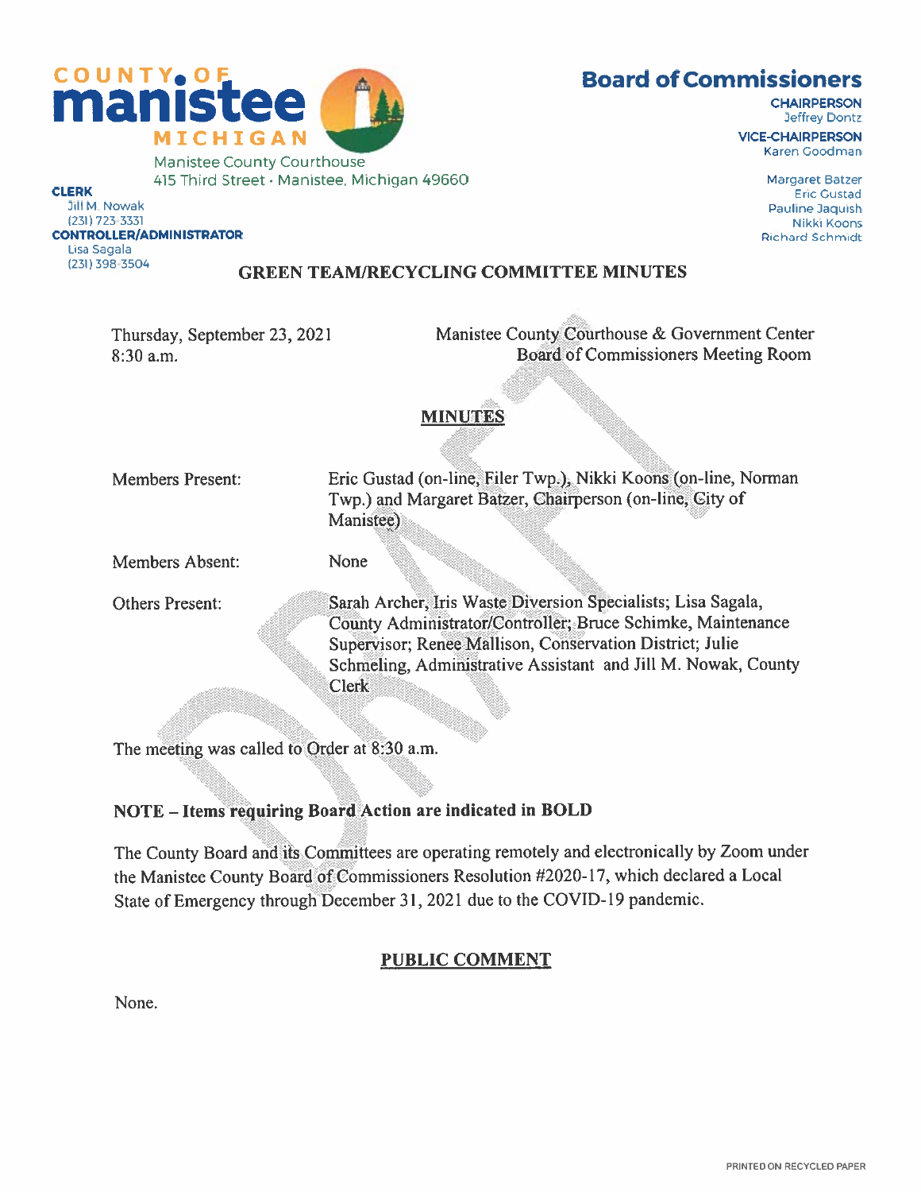COUNTY OF **manistee** MICHIGAN

Manistee County Courthouse
415 Third Street · Manistee, Michigan 49660

**CLERK**
Jill M. Nowak
(231) 723-3331

**CONTROLLER/ADMINISTRATOR**
Lisa Sagala
(231) 398-3504

## Board of Commissioners

**CHAIRPERSON**
Jeffrey Dontz

**VICE-CHAIRPERSON**
Karen Goodman

Margaret Batzer
Eric Gustad
Pauline Jaquish
Nikki Koons
Richard Schmidt

# GREEN TEAM/RECYCLING COMMITTEE MINUTES

Thursday, September 23, 2021
8:30 a.m.

Manistee County Courthouse & Government Center
Board of Commissioners Meeting Room

## MINUTES

Members Present: Eric Gustad (on-line, Filer Twp.), Nikki Koons (on-line, Norman Twp.) and Margaret Batzer, Chairperson (on-line, City of Manistee)

Members Absent: None

Others Present: Sarah Archer, Iris Waste Diversion Specialists; Lisa Sagala, County Administrator/Controller; Bruce Schimke, Maintenance Supervisor; Renee Mallison, Conservation District; Julie Schmeling, Administrative Assistant and Jill M. Nowak, County Clerk

The meeting was called to Order at 8:30 a.m.

**NOTE – Items requiring Board Action are indicated in BOLD**

The County Board and its Committees are operating remotely and electronically by Zoom under the Manistee County Board of Commissioners Resolution #2020-17, which declared a Local State of Emergency through December 31, 2021 due to the COVID-19 pandemic.

## PUBLIC COMMENT

None.

PRINTED ON RECYCLED PAPER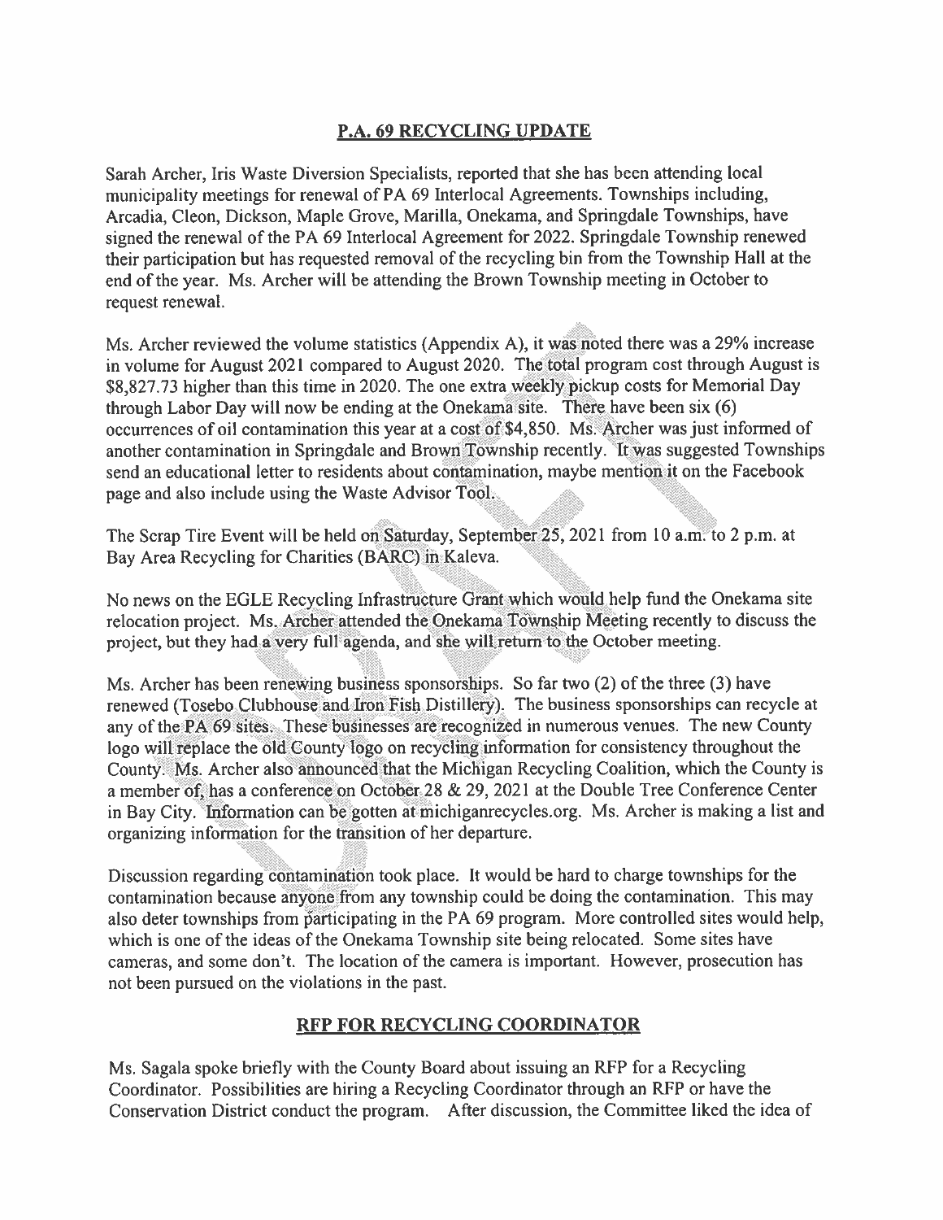## P.A. 69 RECYCLING UPDATE

Sarah Archer, Iris Waste Diversion Specialists, reported that she has been attending local municipality meetings for renewal of PA 69 Interlocal Agreements. Townships including, Arcadia, Cleon, Dickson, Maple Grove, Marilla, Onekama, and Springdale Townships, have signed the renewal of the PA 69 Interlocal Agreement for 2022. Springdale Township renewed their participation but has requested removal of the recycling bin from the Township Hall at the end of the year. Ms. Archer will be attending the Brown Township meeting in October to request renewal.

Ms. Archer reviewed the volume statistics (Appendix A), it was noted there was a 29% increase in volume for August 2021 compared to August 2020. The total program cost through August is $8,827.73 higher than this time in 2020. The one extra weekly pickup costs for Memorial Day through Labor Day will now be ending at the Onekama site. There have been six (6) occurrences of oil contamination this year at a cost of $4,850. Ms. Archer was just informed of another contamination in Springdale and Brown Township recently. It was suggested Townships send an educational letter to residents about contamination, maybe mention it on the Facebook page and also include using the Waste Advisor Tool.

The Scrap Tire Event will be held on Saturday, September 25, 2021 from 10 a.m. to 2 p.m. at Bay Area Recycling for Charities (BARC) in Kaleva.

No news on the EGLE Recycling Infrastructure Grant which would help fund the Onekama site relocation project. Ms. Archer attended the Onekama Township Meeting recently to discuss the project, but they had a very full agenda, and she will return to the October meeting.

Ms. Archer has been renewing business sponsorships. So far two (2) of the three (3) have renewed (Tosebo Clubhouse and Iron Fish Distillery). The business sponsorships can recycle at any of the PA 69 sites. These businesses are recognized in numerous venues. The new County logo will replace the old County logo on recycling information for consistency throughout the County. Ms. Archer also announced that the Michigan Recycling Coalition, which the County is a member of, has a conference on October 28 & 29, 2021 at the Double Tree Conference Center in Bay City. Information can be gotten at michiganrecycles.org. Ms. Archer is making a list and organizing information for the transition of her departure.

Discussion regarding contamination took place. It would be hard to charge townships for the contamination because anyone from any township could be doing the contamination. This may also deter townships from participating in the PA 69 program. More controlled sites would help, which is one of the ideas of the Onekama Township site being relocated. Some sites have cameras, and some don't. The location of the camera is important. However, prosecution has not been pursued on the violations in the past.

## RFP FOR RECYCLING COORDINATOR

Ms. Sagala spoke briefly with the County Board about issuing an RFP for a Recycling Coordinator. Possibilities are hiring a Recycling Coordinator through an RFP or have the Conservation District conduct the program. After discussion, the Committee liked the idea of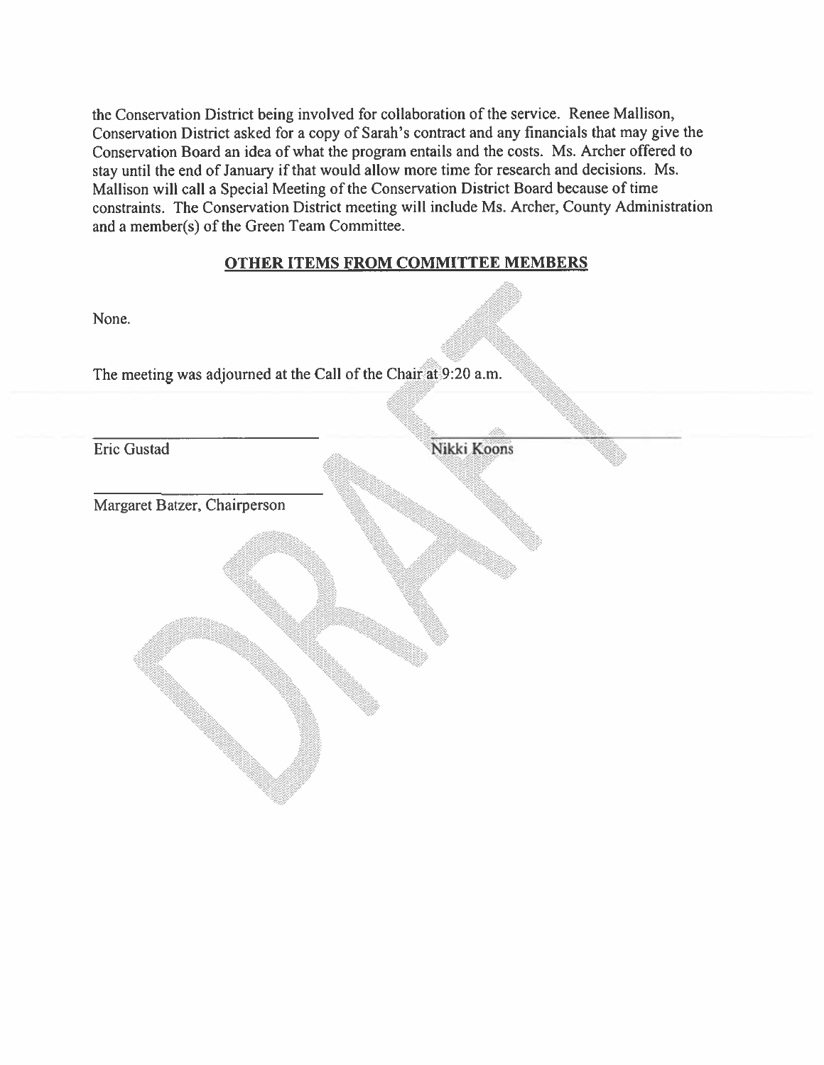the Conservation District being involved for collaboration of the service. Renee Mallison, Conservation District asked for a copy of Sarah's contract and any financials that may give the Conservation Board an idea of what the program entails and the costs. Ms. Archer offered to stay until the end of January if that would allow more time for research and decisions. Ms. Mallison will call a Special Meeting of the Conservation District Board because of time constraints. The Conservation District meeting will include Ms. Archer, County Administration and a member(s) of the Green Team Committee.

## OTHER ITEMS FROM COMMITTEE MEMBERS

None.

The meeting was adjourned at the Call of the Chair at 9:20 a.m.

\_\_\_\_\_\_\_\_\_\_\_\_\_\_\_\_\_\_\_\_\_\_\_\_\_\_\_\_
Eric Gustad

\_\_\_\_\_\_\_\_\_\_\_\_\_\_\_\_\_\_\_\_\_\_\_\_\_\_\_\_
Nikki Koons

\_\_\_\_\_\_\_\_\_\_\_\_\_\_\_\_\_\_\_\_\_\_\_\_\_\_\_\_
Margaret Batzer, Chairperson

DRAFT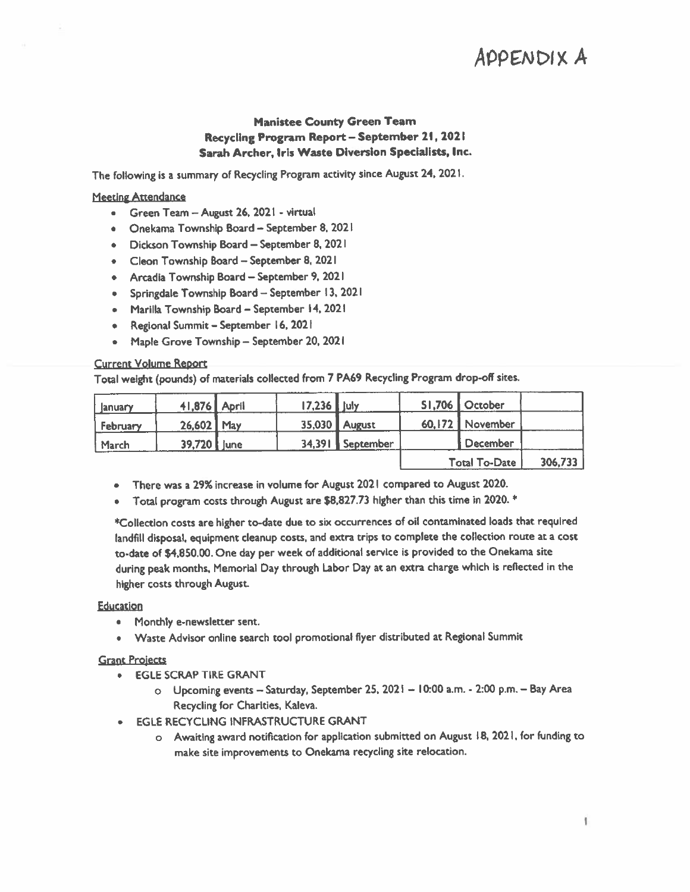# APPENDIX A

**Manistee County Green Team**
**Recycling Program Report – September 21, 2021**
**Sarah Archer, Iris Waste Diversion Specialists, Inc.**

The following is a summary of Recycling Program activity since August 24, 2021.

## Meeting Attendance

- Green Team – August 26, 2021 - virtual
- Onekama Township Board – September 8, 2021
- Dickson Township Board – September 8, 2021
- Cleon Township Board – September 8, 2021
- Arcadia Township Board – September 9, 2021
- Springdale Township Board – September 13, 2021
- Marilla Township Board – September 14, 2021
- Regional Summit – September 16, 2021
- Maple Grove Township – September 20, 2021

## Current Volume Report

Total weight (pounds) of materials collected from 7 PA69 Recycling Program drop-off sites.

| January | 41,876 | April | 17,236 | July | 51,706 | October | |
|---|---|---|---|---|---|---|---|
| February | 26,602 | May | 35,030 | August | 60,172 | November | |
| March | 39,720 | June | 34,391 | September | | December | |
| | | | | | | Total To-Date | 306,733 |

- There was a 29% increase in volume for August 2021 compared to August 2020.
- Total program costs through August are $8,827.73 higher than this time in 2020. *

*Collection costs are higher to-date due to six occurrences of oil contaminated loads that required landfill disposal, equipment cleanup costs, and extra trips to complete the collection route at a cost to-date of $4,850.00. One day per week of additional service is provided to the Onekama site during peak months, Memorial Day through Labor Day at an extra charge which is reflected in the higher costs through August.

## Education

- Monthly e-newsletter sent.
- Waste Advisor online search tool promotional flyer distributed at Regional Summit

## Grant Projects

- EGLE SCRAP TIRE GRANT
  - Upcoming events – Saturday, September 25, 2021 – 10:00 a.m. - 2:00 p.m. – Bay Area Recycling for Charities, Kaleva.
- EGLE RECYCLING INFRASTRUCTURE GRANT
  - Awaiting award notification for application submitted on August 18, 2021, for funding to make site improvements to Onekama recycling site relocation.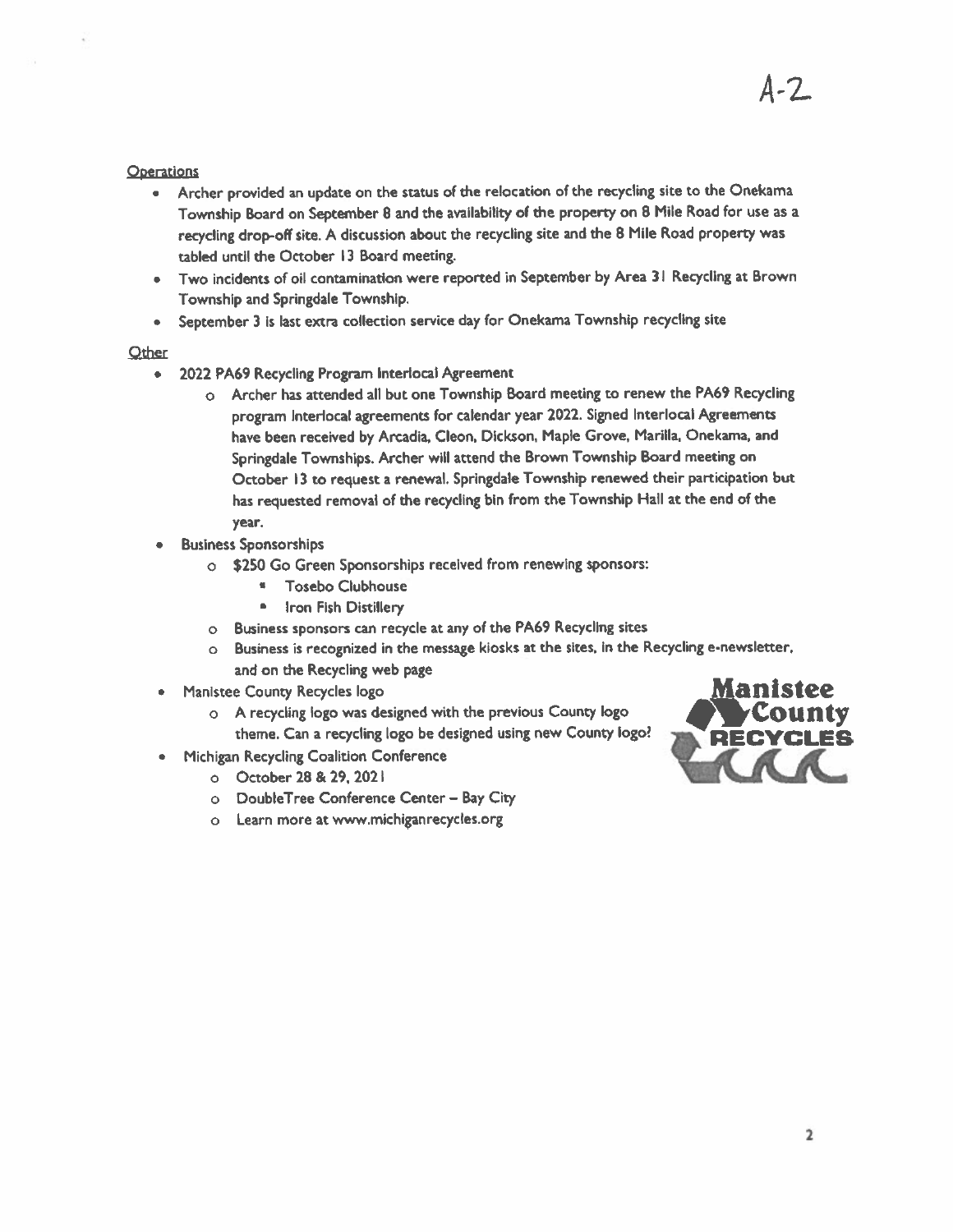A-2

<u>Operations</u>

- Archer provided an update on the status of the relocation of the recycling site to the Onekama Township Board on September 8 and the availability of the property on 8 Mile Road for use as a recycling drop-off site. A discussion about the recycling site and the 8 Mile Road property was tabled until the October 13 Board meeting.
- Two incidents of oil contamination were reported in September by Area 31 Recycling at Brown Township and Springdale Township.
- September 3 is last extra collection service day for Onekama Township recycling site

<u>Other</u>

- 2022 PA69 Recycling Program Interlocal Agreement
  - Archer has attended all but one Township Board meeting to renew the PA69 Recycling program Interlocal agreements for calendar year 2022. Signed Interlocal Agreements have been received by Arcadia, Cleon, Dickson, Maple Grove, Marilla, Onekama, and Springdale Townships. Archer will attend the Brown Township Board meeting on October 13 to request a renewal. Springdale Township renewed their participation but has requested removal of the recycling bin from the Township Hall at the end of the year.
- Business Sponsorships
  - $250 Go Green Sponsorships received from renewing sponsors:
    - Tosebo Clubhouse
    - Iron Fish Distillery
  - Business sponsors can recycle at any of the PA69 Recycling sites
  - Business is recognized in the message kiosks at the sites, in the Recycling e-newsletter, and on the Recycling web page
- Manistee County Recycles logo
  - A recycling logo was designed with the previous County logo theme. Can a recycling logo be designed using new County logo?
- Michigan Recycling Coalition Conference
  - October 28 & 29, 2021
  - DoubleTree Conference Center – Bay City
  - Learn more at www.michiganrecycles.org

Manistee County RECYCLES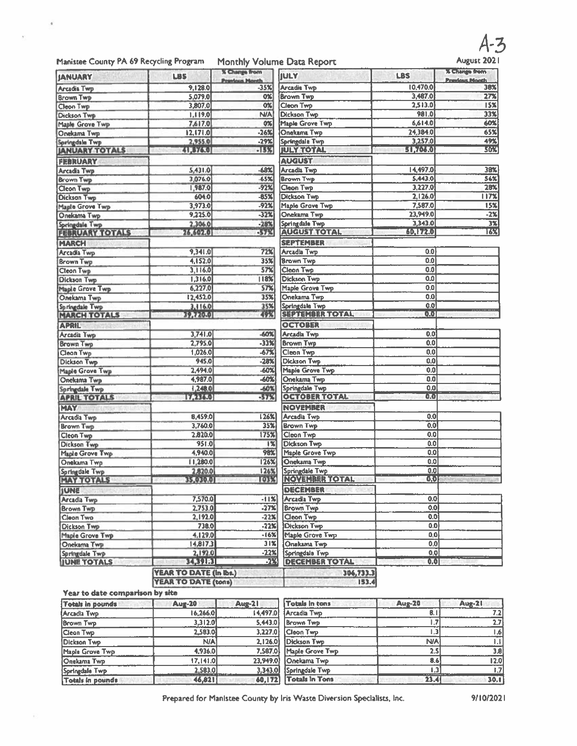A-3

Manistee County PA 69 Recycling Program    Monthly Volume Data Report    August 2021

| JANUARY | LBS | % Change from Previous Month |
|---|---|---|
| Arcadia Twp | 9,128.0 | -35% |
| Brown Twp | 5,079.0 | 0% |
| Cleon Twp | 3,807.0 | 0% |
| Dickson Twp | 1,119.0 | N/A |
| Maple Grove Twp | 7,617.0 | 0% |
| Onekama Twp | 12,171.0 | -26% |
| Springdale Twp | 2,955.0 | -29% |
| JANUARY TOTALS | 41,876.0 | -15% |
| FEBRUARY | | |
| Arcadia Twp | 5,431.0 | -68% |
| Brown Twp | 3,076.0 | -65% |
| Cleon Twp | 1,987.0 | -92% |
| Dickson Twp | 604.0 | -85% |
| Maple Grove Twp | 3,973.0 | -92% |
| Onekama Twp | 9,225.0 | -32% |
| Springdale Twp | 2,306.0 | -28% |
| FEBRUARY TOTALS | 26,602.0 | -57% |
| MARCH | | |
| Arcadia Twp | 9,341.0 | 72% |
| Brown Twp | 4,152.0 | 35% |
| Cleon Twp | 3,116.0 | 57% |
| Dickson Twp | 1,316.0 | 118% |
| Maple Grove Twp | 6,227.0 | 57% |
| Onekama Twp | 12,452.0 | 35% |
| Springdale Twp | 3,116.0 | 35% |
| MARCH TOTALS | 39,720.0 | 49% |
| APRIL | | |
| Arcadia Twp | 3,741.0 | -60% |
| Brown Twp | 2,795.0 | -33% |
| Cleon Twp | 1,026.0 | -67% |
| Dickson Twp | 945.0 | -28% |
| Maple Grove Twp | 2,494.0 | -60% |
| Onekama Twp | 4,987.0 | -60% |
| Springdale Twp | 1,248.0 | -60% |
| APRIL TOTALS | 17,236.0 | -57% |
| MAY | | |
| Arcadia Twp | 8,459.0 | 126% |
| Brown Twp | 3,760.0 | 35% |
| Cleon Twp | 2,820.0 | 175% |
| Dickson Twp | 951.0 | 1% |
| Maple Grove Twp | 4,940.0 | 98% |
| Onekama Twp | 11,280.0 | 126% |
| Springdale Twp | 2,820.0 | 126% |
| MAY TOTALS | 35,030.0 | 103% |
| JUNE | | |
| Arcadia Twp | 7,570.0 | -11% |
| Brown Twp | 2,753.0 | -27% |
| Cleon Twp | 2,192.0 | -22% |
| Dickson Twp | 738.0 | -22% |
| Maple Grove Twp | 4,129.0 | -16% |
| Onekama Twp | 14,817.3 | 31% |
| Springdale Twp | 2,192.0 | -22% |
| JUNE TOTALS | 34,391.3 | -2% |

| JULY | LBS | % Change from Previous Month |
|---|---|---|
| Arcadia Twp | 10,470.0 | 38% |
| Brown Twp | 3,487.0 | 27% |
| Cleon Twp | 2,513.0 | 15% |
| Dickson Twp | 981.0 | 33% |
| Maple Grove Twp | 6,614.0 | 60% |
| Onekama Twp | 24,384.0 | 65% |
| Springdale Twp | 3,257.0 | 49% |
| JULY TOTAL | 51,706.0 | 50% |
| AUGUST | | |
| Arcadia Twp | 14,497.0 | 38% |
| Brown Twp | 5,443.0 | 56% |
| Cleon Twp | 3,227.0 | 28% |
| Dickson Twp | 2,126.0 | 117% |
| Maple Grove Twp | 7,587.0 | 15% |
| Onekama Twp | 23,949.0 | -2% |
| Springdale Twp | 3,343.0 | 3% |
| AUGUST TOTAL | 60,172.0 | 16% |
| SEPTEMBER | | |
| Arcadia Twp | 0.0 | |
| Brown Twp | 0.0 | |
| Cleon Twp | 0.0 | |
| Dickson Twp | 0.0 | |
| Maple Grove Twp | 0.0 | |
| Onekama Twp | 0.0 | |
| Springdale Twp | 0.0 | |
| SEPTEMBER TOTAL | 0.0 | |
| OCTOBER | | |
| Arcadia Twp | 0.0 | |
| Brown Twp | 0.0 | |
| Cleon Twp | 0.0 | |
| Dickson Twp | 0.0 | |
| Maple Grove Twp | 0.0 | |
| Onekama Twp | 0.0 | |
| Springdale Twp | 0.0 | |
| OCTOBER TOTAL | 0.0 | |
| NOVEMBER | | |
| Arcadia Twp | 0.0 | |
| Brown Twp | 0.0 | |
| Cleon Twp | 0.0 | |
| Dickson Twp | 0.0 | |
| Maple Grove Twp | 0.0 | |
| Onekama Twp | 0.0 | |
| Springdale Twp | 0.0 | |
| NOVEMBER TOTAL | 0.0 | |
| DECEMBER | | |
| Arcadia Twp | 0.0 | |
| Brown Twp | 0.0 | |
| Cleon Twp | 0.0 | |
| Dickson Twp | 0.0 | |
| Maple Grove Twp | 0.0 | |
| Onekama Twp | 0.0 | |
| Springdale Twp | 0.0 | |
| DECEMBER TOTAL | 0.0 | |

| | |
|---|---|
| YEAR TO DATE (in lbs.) | 306,733.3 |
| YEAR TO DATE (tons) | 153.4 |

**Year to date comparison by site**

| Totals in pounds | Aug-20 | Aug-21 |
|---|---|---|
| Arcadia Twp | 16,266.0 | 14,497.0 |
| Brown Twp | 3,312.0 | 5,443.0 |
| Cleon Twp | 2,583.0 | 3,227.0 |
| Dickson Twp | N/A | 2,126.0 |
| Maple Grove Twp | 4,936.0 | 7,587.0 |
| Onekama Twp | 17,141.0 | 23,949.0 |
| Springdale Twp | 2,583.0 | 3,343.0 |
| Totals in pounds | 46,821 | 60,172 |

| Totals in tons | Aug-20 | Aug-21 |
|---|---|---|
| Arcadia Twp | 8.1 | 7.2 |
| Brown Twp | 1.7 | 2.7 |
| Cleon Twp | 1.3 | 1.6 |
| Dickson Twp | N/A | 1.1 |
| Maple Grove Twp | 2.5 | 3.8 |
| Onekama Twp | 8.6 | 12.0 |
| Springdale Twp | 1.3 | 1.7 |
| Totals in Tons | 23.4 | 30.1 |

Prepared for Manistee County by Iris Waste Diversion Specialists, Inc.    9/10/2021